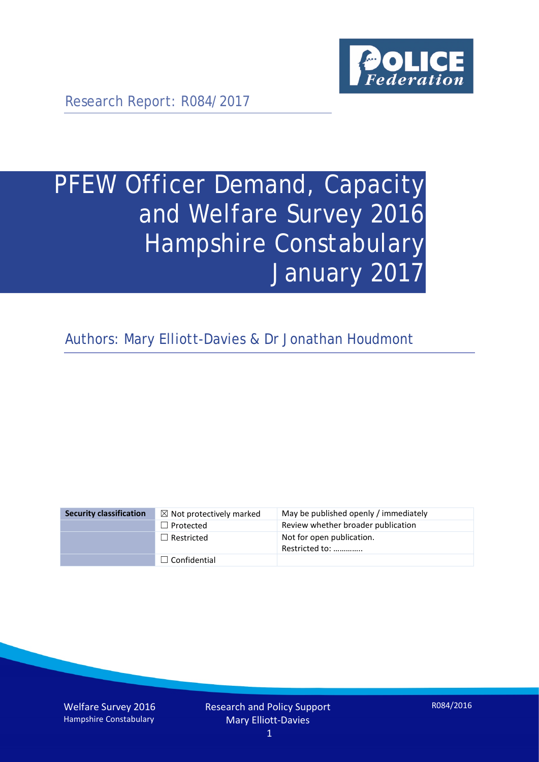Research Report: R084/2017

# PFEW Officer Demand, Capacity and Welfare Survey 2016 Hampshire Constabulary January 2017

Authors: Mary Elliott-Davies & Dr Jonathan Houdmont

| Security classification | ☒ Not protectively marked | May be published openly / immediately |
| --- | --- | --- |
| | ☐ Protected | Review whether broader publication |
| | ☐ Restricted | Not for open publication. Restricted to: ………….. |
| | ☐ Confidential | |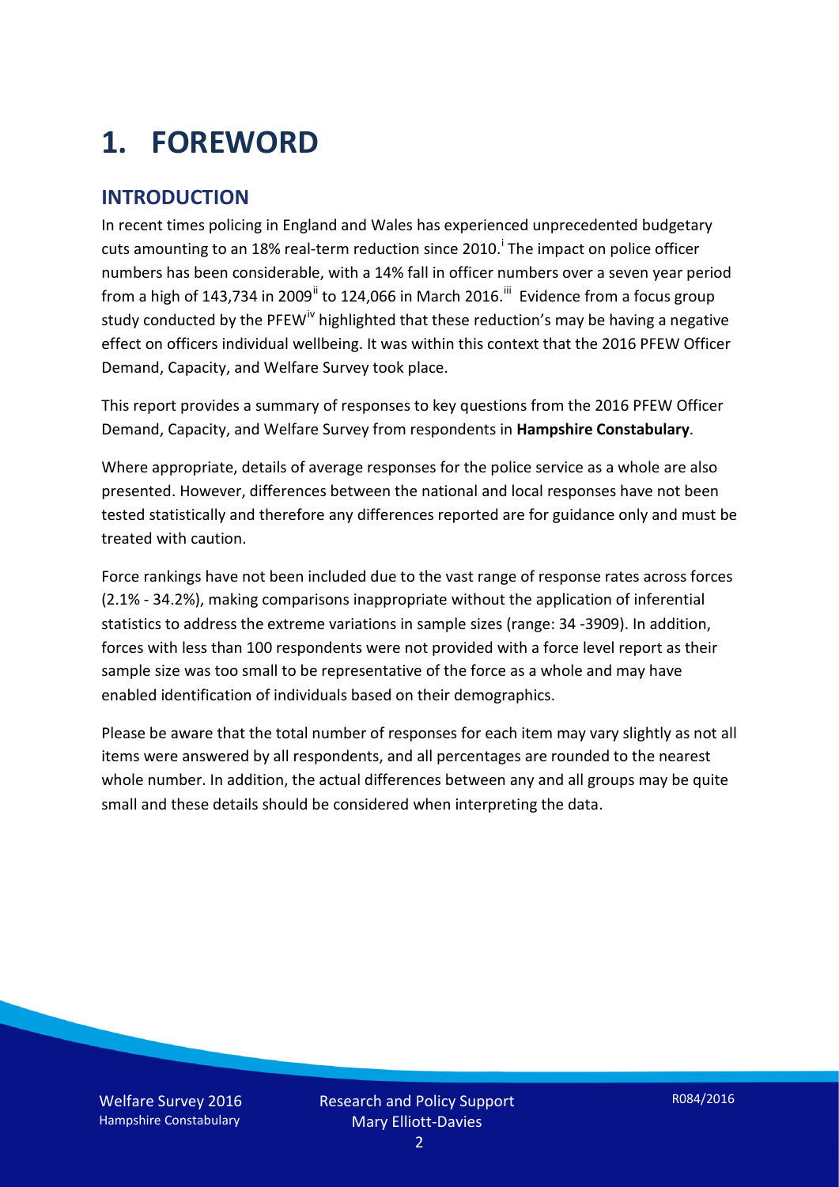# 1. FOREWORD

## INTRODUCTION

In recent times policing in England and Wales has experienced unprecedented budgetary cuts amounting to an 18% real-term reduction since 2010.[i] The impact on police officer numbers has been considerable, with a 14% fall in officer numbers over a seven year period from a high of 143,734 in 2009[ii] to 124,066 in March 2016.[iii] Evidence from a focus group study conducted by the PFEW[iv] highlighted that these reduction's may be having a negative effect on officers individual wellbeing. It was within this context that the 2016 PFEW Officer Demand, Capacity, and Welfare Survey took place.

This report provides a summary of responses to key questions from the 2016 PFEW Officer Demand, Capacity, and Welfare Survey from respondents in **Hampshire Constabulary**.

Where appropriate, details of average responses for the police service as a whole are also presented. However, differences between the national and local responses have not been tested statistically and therefore any differences reported are for guidance only and must be treated with caution.

Force rankings have not been included due to the vast range of response rates across forces (2.1% - 34.2%), making comparisons inappropriate without the application of inferential statistics to address the extreme variations in sample sizes (range: 34 -3909). In addition, forces with less than 100 respondents were not provided with a force level report as their sample size was too small to be representative of the force as a whole and may have enabled identification of individuals based on their demographics.

Please be aware that the total number of responses for each item may vary slightly as not all items were answered by all respondents, and all percentages are rounded to the nearest whole number. In addition, the actual differences between any and all groups may be quite small and these details should be considered when interpreting the data.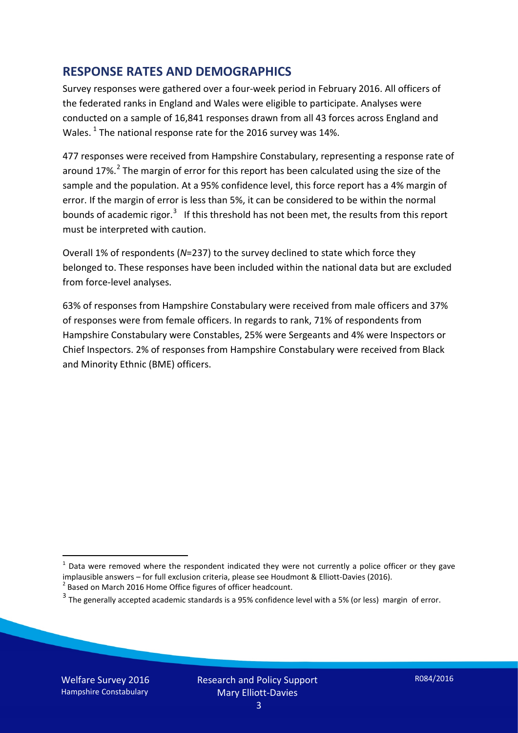## RESPONSE RATES AND DEMOGRAPHICS

Survey responses were gathered over a four-week period in February 2016. All officers of the federated ranks in England and Wales were eligible to participate. Analyses were conducted on a sample of 16,841 responses drawn from all 43 forces across England and Wales. [1] The national response rate for the 2016 survey was 14%.

477 responses were received from Hampshire Constabulary, representing a response rate of around 17%. [2] The margin of error for this report has been calculated using the size of the sample and the population. At a 95% confidence level, this force report has a 4% margin of error. If the margin of error is less than 5%, it can be considered to be within the normal bounds of academic rigor. [3] If this threshold has not been met, the results from this report must be interpreted with caution.

Overall 1% of respondents (*N*=237) to the survey declined to state which force they belonged to. These responses have been included within the national data but are excluded from force-level analyses.

63% of responses from Hampshire Constabulary were received from male officers and 37% of responses were from female officers. In regards to rank, 71% of respondents from Hampshire Constabulary were Constables, 25% were Sergeants and 4% were Inspectors or Chief Inspectors. 2% of responses from Hampshire Constabulary were received from Black and Minority Ethnic (BME) officers.

---

[1] Data were removed where the respondent indicated they were not currently a police officer or they gave implausible answers – for full exclusion criteria, please see Houdmont & Elliott-Davies (2016).

[2] Based on March 2016 Home Office figures of officer headcount.

[3] The generally accepted academic standards is a 95% confidence level with a 5% (or less) margin of error.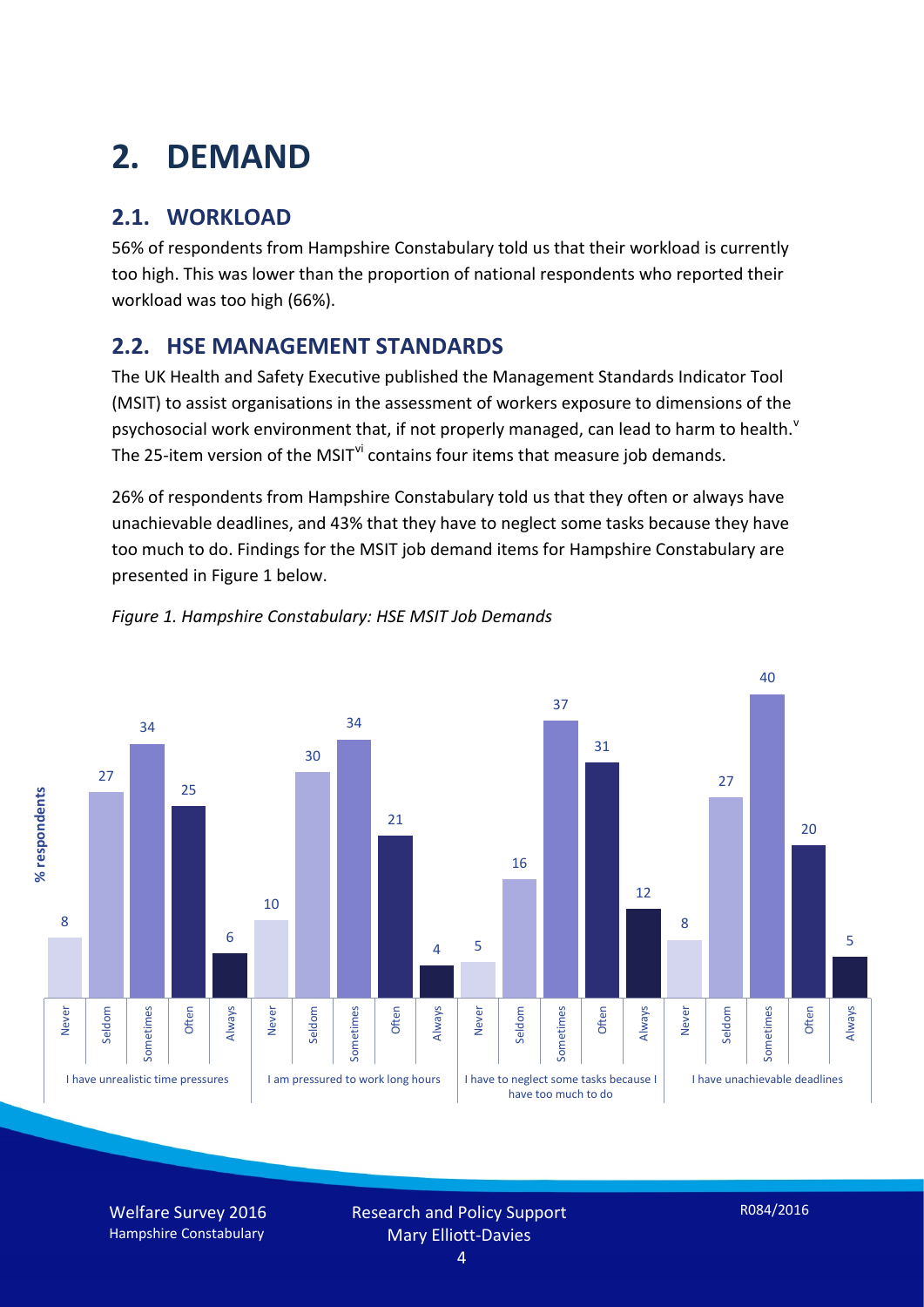# 2. DEMAND

## 2.1. WORKLOAD

56% of respondents from Hampshire Constabulary told us that their workload is currently too high. This was lower than the proportion of national respondents who reported their workload was too high (66%).

## 2.2. HSE MANAGEMENT STANDARDS

The UK Health and Safety Executive published the Management Standards Indicator Tool (MSIT) to assist organisations in the assessment of workers exposure to dimensions of the psychosocial work environment that, if not properly managed, can lead to harm to health.[v] The 25-item version of the MSIT[vi] contains four items that measure job demands.

26% of respondents from Hampshire Constabulary told us that they often or always have unachievable deadlines, and 43% that they have to neglect some tasks because they have too much to do. Findings for the MSIT job demand items for Hampshire Constabulary are presented in Figure 1 below.

*Figure 1. Hampshire Constabulary: HSE MSIT Job Demands*

| % respondents | Never | Seldom | Sometimes | Often | Always |
|---|---|---|---|---|---|
| I have unrealistic time pressures | 8 | 27 | 34 | 25 | 6 |
| I am pressured to work long hours | 10 | 30 | 34 | 21 | 4 |
| I have to neglect some tasks because I have too much to do | 5 | 16 | 37 | 31 | 12 |
| I have unachievable deadlines | 8 | 27 | 40 | 20 | 5 |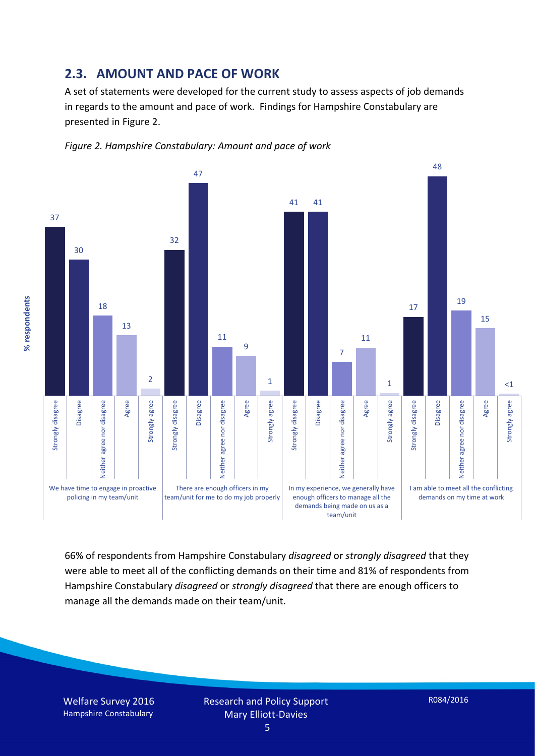## 2.3. AMOUNT AND PACE OF WORK

A set of statements were developed for the current study to assess aspects of job demands in regards to the amount and pace of work. Findings for Hampshire Constabulary are presented in Figure 2.

*Figure 2. Hampshire Constabulary: Amount and pace of work*

| % respondents | Strongly disagree | Disagree | Neither agree nor disagree | Agree | Strongly agree |
|---|---|---|---|---|---|
| We have time to engage in proactive policing in my team/unit | 37 | 30 | 18 | 13 | 2 |
| There are enough officers in my team/unit for me to do my job properly | 32 | 47 | 11 | 9 | 1 |
| In my experience, we generally have enough officers to manage all the demands being made on us as a team/unit | 41 | 41 | 7 | 11 | 1 |
| I am able to meet all the conflicting demands on my time at work | 17 | 48 | 19 | 15 | <1 |

66% of respondents from Hampshire Constabulary *disagreed* or *strongly disagreed* that they were able to meet all of the conflicting demands on their time and 81% of respondents from Hampshire Constabulary *disagreed* or *strongly disagreed* that there are enough officers to manage all the demands made on their team/unit.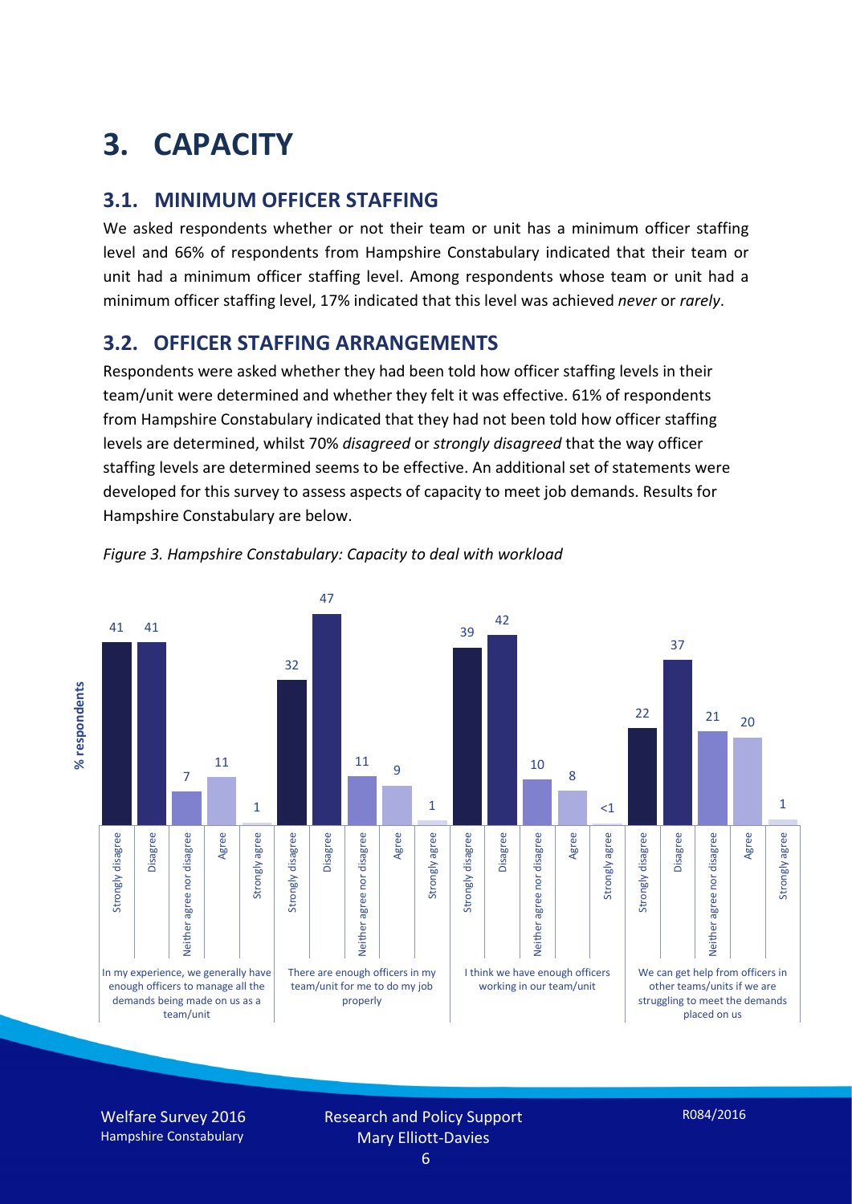# 3. CAPACITY

## 3.1. MINIMUM OFFICER STAFFING

We asked respondents whether or not their team or unit has a minimum officer staffing level and 66% of respondents from Hampshire Constabulary indicated that their team or unit had a minimum officer staffing level. Among respondents whose team or unit had a minimum officer staffing level, 17% indicated that this level was achieved *never* or *rarely*.

## 3.2. OFFICER STAFFING ARRANGEMENTS

Respondents were asked whether they had been told how officer staffing levels in their team/unit were determined and whether they felt it was effective. 61% of respondents from Hampshire Constabulary indicated that they had not been told how officer staffing levels are determined, whilst 70% *disagreed* or *strongly disagreed* that the way officer staffing levels are determined seems to be effective. An additional set of statements were developed for this survey to assess aspects of capacity to meet job demands. Results for Hampshire Constabulary are below.

*Figure 3. Hampshire Constabulary: Capacity to deal with workload*

| % respondents | Strongly disagree | Disagree | Neither agree nor disagree | Agree | Strongly agree |
|---|---|---|---|---|---|
| In my experience, we generally have enough officers to manage all the demands being made on us as a team/unit | 41 | 41 | 7 | 11 | 1 |
| There are enough officers in my team/unit for me to do my job properly | 32 | 47 | 11 | 9 | 1 |
| I think we have enough officers working in our team/unit | 39 | 42 | 10 | 8 | <1 |
| We can get help from officers in other teams/units if we are struggling to meet the demands placed on us | 22 | 37 | 21 | 20 | 1 |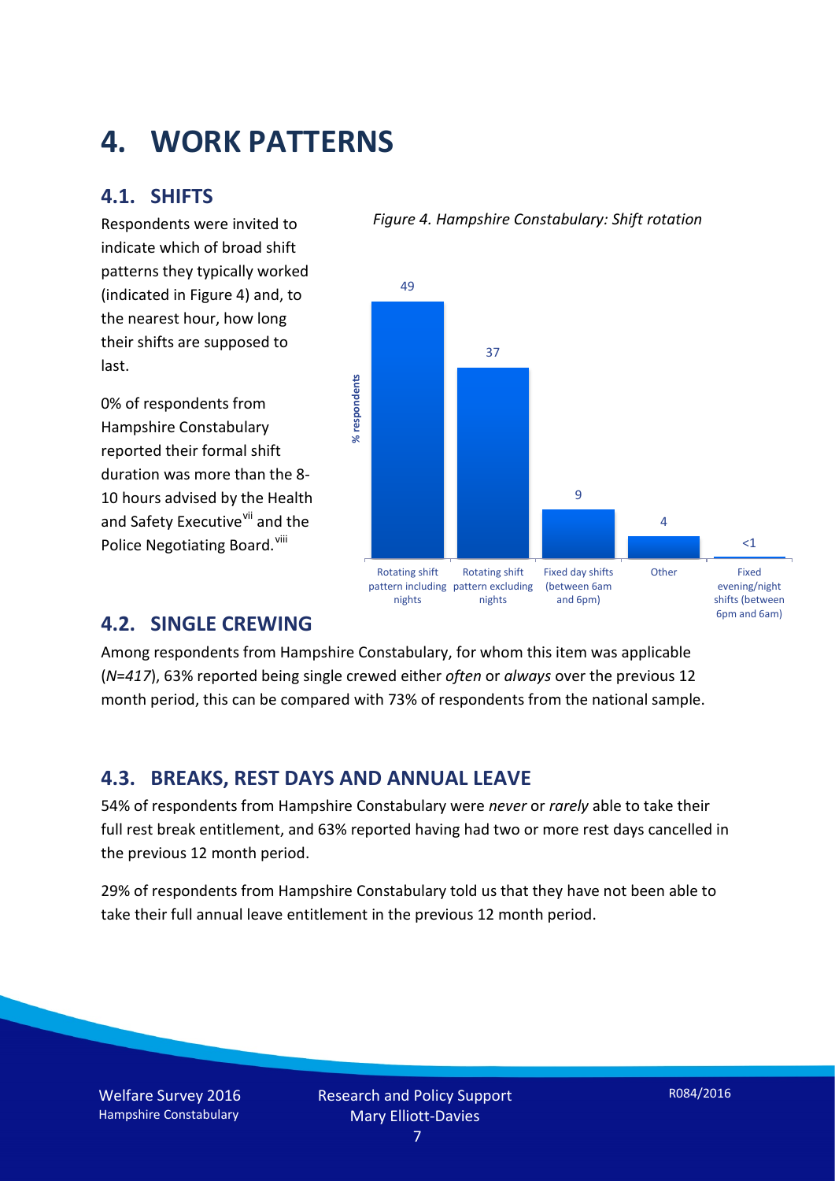# 4. WORK PATTERNS

## 4.1. SHIFTS

Respondents were invited to indicate which of broad shift patterns they typically worked (indicated in Figure 4) and, to the nearest hour, how long their shifts are supposed to last.

0% of respondents from Hampshire Constabulary reported their formal shift duration was more than the 8-10 hours advised by the Health and Safety Executive[vii] and the Police Negotiating Board.[viii]

*Figure 4. Hampshire Constabulary: Shift rotation*

| Shift pattern | % respondents |
|---|---|
| Rotating shift pattern including nights | 49 |
| Rotating shift pattern excluding nights | 37 |
| Fixed day shifts (between 6am and 6pm) | 9 |
| Other | 4 |
| Fixed evening/night shifts (between 6pm and 6am) | <1 |

## 4.2. SINGLE CREWING

Among respondents from Hampshire Constabulary, for whom this item was applicable (*N=417*), 63% reported being single crewed either *often* or *always* over the previous 12 month period, this can be compared with 73% of respondents from the national sample.

## 4.3. BREAKS, REST DAYS AND ANNUAL LEAVE

54% of respondents from Hampshire Constabulary were *never* or *rarely* able to take their full rest break entitlement, and 63% reported having had two or more rest days cancelled in the previous 12 month period.

29% of respondents from Hampshire Constabulary told us that they have not been able to take their full annual leave entitlement in the previous 12 month period.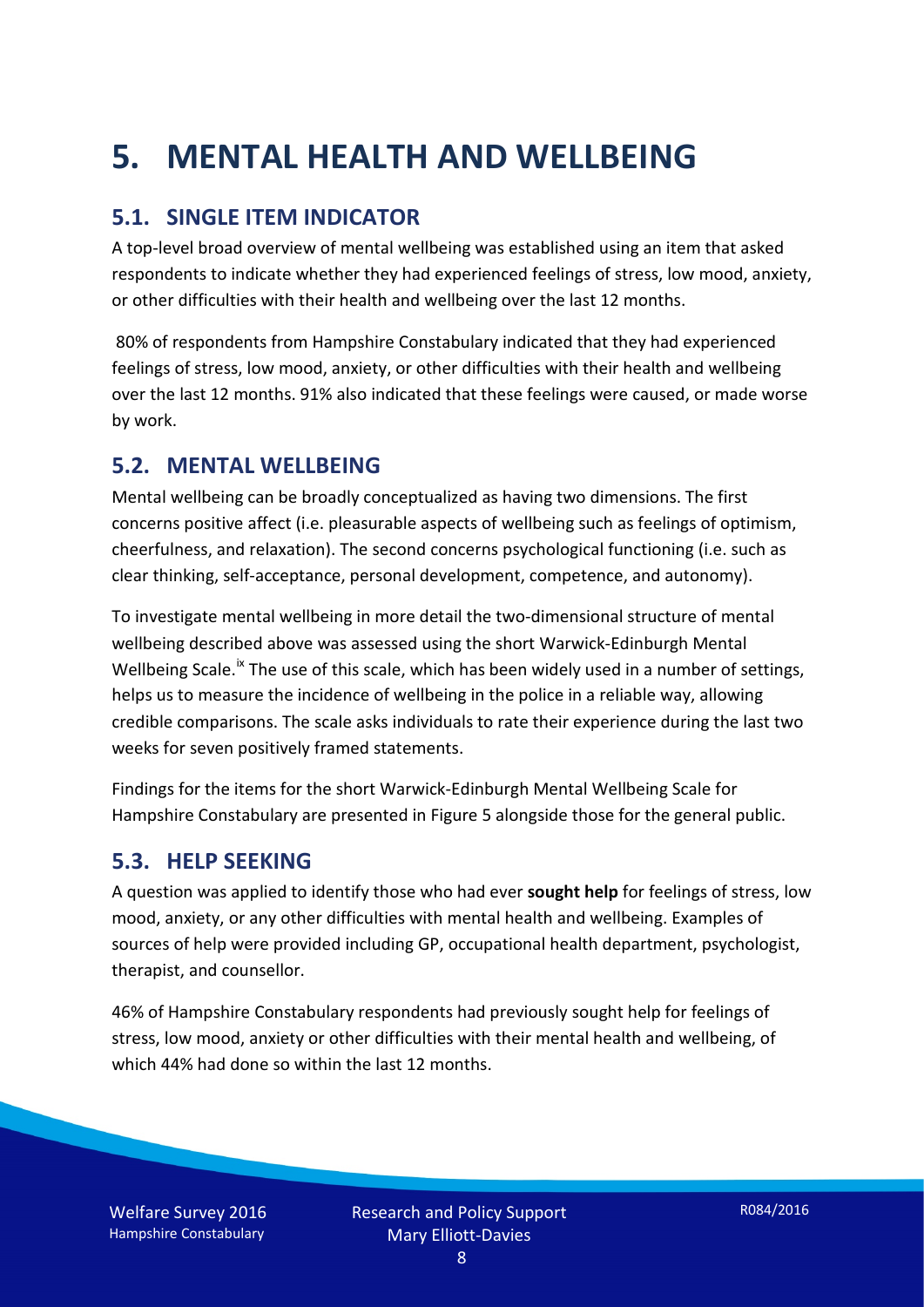# 5. MENTAL HEALTH AND WELLBEING

## 5.1. SINGLE ITEM INDICATOR

A top-level broad overview of mental wellbeing was established using an item that asked respondents to indicate whether they had experienced feelings of stress, low mood, anxiety, or other difficulties with their health and wellbeing over the last 12 months.

80% of respondents from Hampshire Constabulary indicated that they had experienced feelings of stress, low mood, anxiety, or other difficulties with their health and wellbeing over the last 12 months. 91% also indicated that these feelings were caused, or made worse by work.

## 5.2. MENTAL WELLBEING

Mental wellbeing can be broadly conceptualized as having two dimensions. The first concerns positive affect (i.e. pleasurable aspects of wellbeing such as feelings of optimism, cheerfulness, and relaxation). The second concerns psychological functioning (i.e. such as clear thinking, self-acceptance, personal development, competence, and autonomy).

To investigate mental wellbeing in more detail the two-dimensional structure of mental wellbeing described above was assessed using the short Warwick-Edinburgh Mental Wellbeing Scale.[ix] The use of this scale, which has been widely used in a number of settings, helps us to measure the incidence of wellbeing in the police in a reliable way, allowing credible comparisons. The scale asks individuals to rate their experience during the last two weeks for seven positively framed statements.

Findings for the items for the short Warwick-Edinburgh Mental Wellbeing Scale for Hampshire Constabulary are presented in Figure 5 alongside those for the general public.

## 5.3. HELP SEEKING

A question was applied to identify those who had ever **sought help** for feelings of stress, low mood, anxiety, or any other difficulties with mental health and wellbeing. Examples of sources of help were provided including GP, occupational health department, psychologist, therapist, and counsellor.

46% of Hampshire Constabulary respondents had previously sought help for feelings of stress, low mood, anxiety or other difficulties with their mental health and wellbeing, of which 44% had done so within the last 12 months.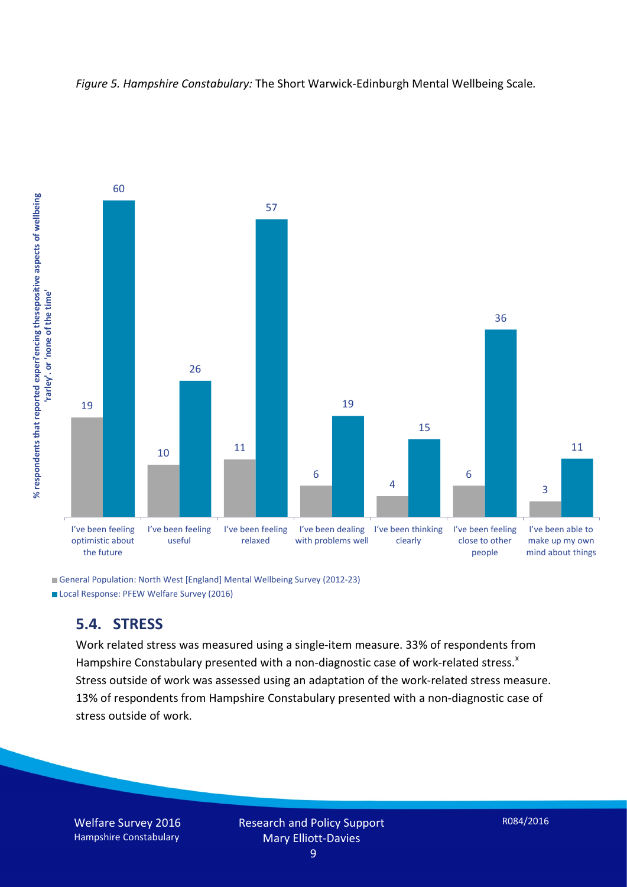*Figure 5. Hampshire Constabulary:* The Short Warwick-Edinburgh Mental Wellbeing Scale.

| | General Population: North West [England] Mental Wellbeing Survey (2012-23) | Local Response: PFEW Welfare Survey (2016) |
|---|---|---|
| I've been feeling optimistic about the future | 19 | 60 |
| I've been feeling useful | 10 | 26 |
| I've been feeling relaxed | 11 | 57 |
| I've been dealing with problems well | 6 | 19 |
| I've been thinking clearly | 4 | 15 |
| I've been feeling close to other people | 6 | 36 |
| I've been able to make up my own mind about things | 3 | 11 |

% respondents that reported experi'encing thesepositive aspects of wellbeing 'rarley'. or 'none of the time'

## 5.4. STRESS

Work related stress was measured using a single-item measure. 33% of respondents from Hampshire Constabulary presented with a non-diagnostic case of work-related stress.[x] Stress outside of work was assessed using an adaptation of the work-related stress measure. 13% of respondents from Hampshire Constabulary presented with a non-diagnostic case of stress outside of work.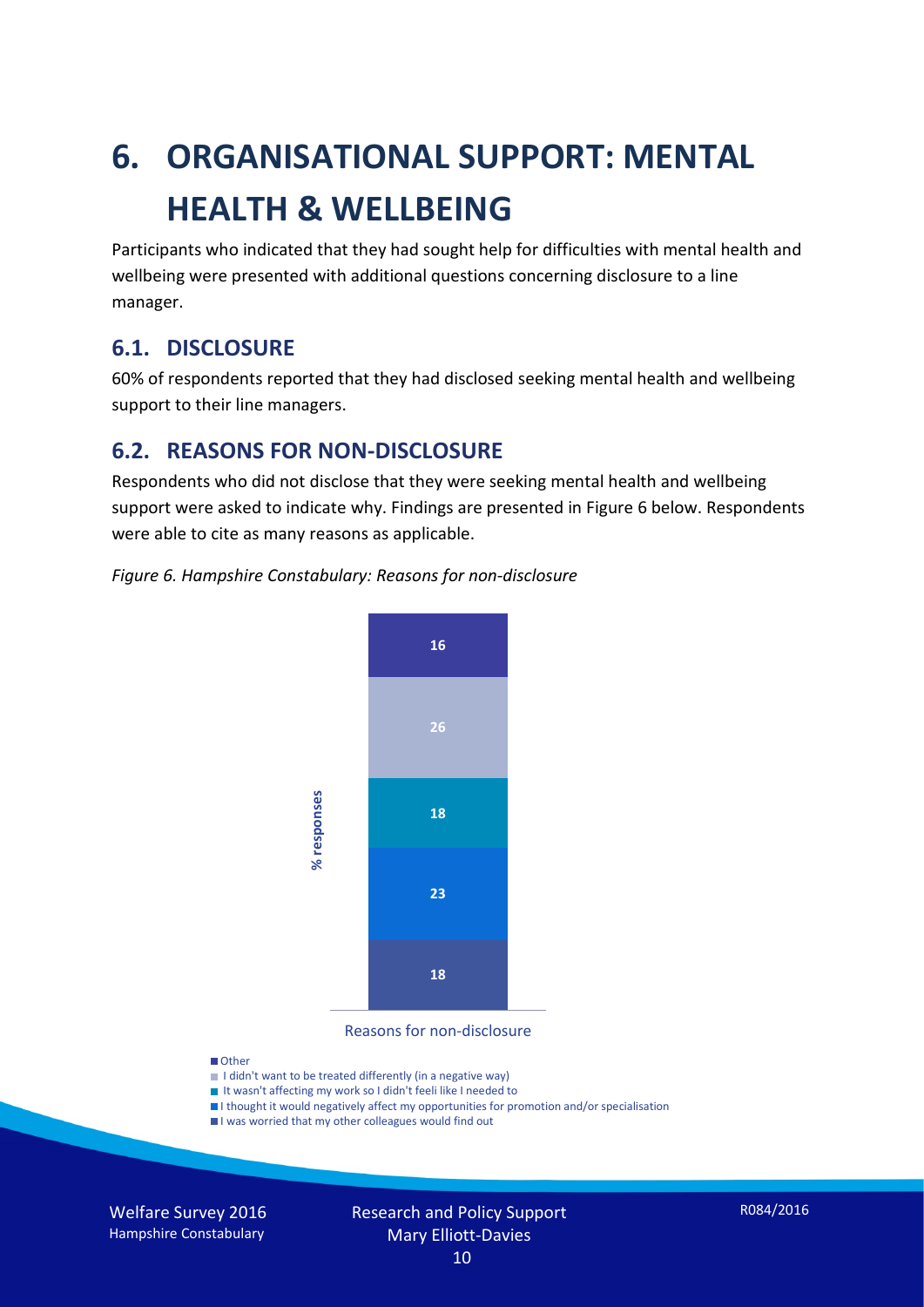# 6. ORGANISATIONAL SUPPORT: MENTAL HEALTH & WELLBEING

Participants who indicated that they had sought help for difficulties with mental health and wellbeing were presented with additional questions concerning disclosure to a line manager.

## 6.1. DISCLOSURE

60% of respondents reported that they had disclosed seeking mental health and wellbeing support to their line managers.

## 6.2. REASONS FOR NON-DISCLOSURE

Respondents who did not disclose that they were seeking mental health and wellbeing support were asked to indicate why. Findings are presented in Figure 6 below. Respondents were able to cite as many reasons as applicable.

*Figure 6. Hampshire Constabulary: Reasons for non-disclosure*

| Reasons for non-disclosure | % responses |
|---|---|
| Other | 16 |
| I didn't want to be treated differently (in a negative way) | 26 |
| It wasn't affecting my work so I didn't feeli like I needed to | 18 |
| I thought it would negatively affect my opportunities for promotion and/or specialisation | 23 |
| I was worried that my other colleagues would find out | 18 |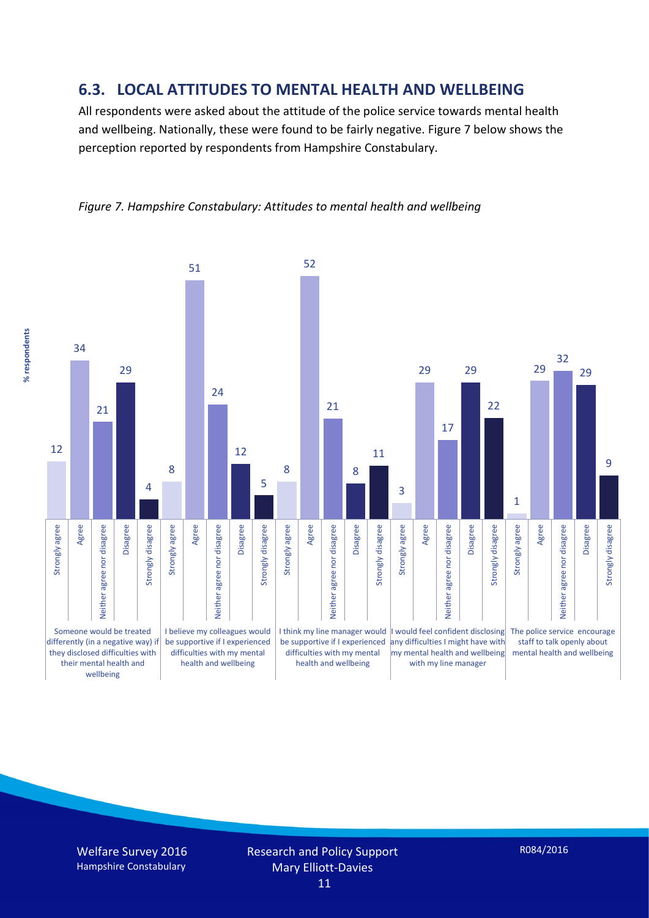## 6.3. LOCAL ATTITUDES TO MENTAL HEALTH AND WELLBEING

All respondents were asked about the attitude of the police service towards mental health and wellbeing. Nationally, these were found to be fairly negative. Figure 7 below shows the perception reported by respondents from Hampshire Constabulary.

*Figure 7. Hampshire Constabulary: Attitudes to mental health and wellbeing*

| % respondents | Strongly agree | Agree | Neither agree nor disagree | Disagree | Strongly disagree |
|---|---|---|---|---|---|
| Someone would be treated differently (in a negative way) if they disclosed difficulties with their mental health and wellbeing | 12 | 34 | 21 | 29 | 4 |
| I believe my colleagues would be supportive if I experienced difficulties with my mental health and wellbeing | 8 | 51 | 24 | 12 | 5 |
| I think my line manager would be supportive if I experienced difficulties with my mental health and wellbeing | 8 | 52 | 21 | 8 | 11 |
| I would feel confident disclosing any difficulties I might have with my mental health and wellbeing with my line manager | 3 | 29 | 17 | 29 | 22 |
| The police service encourage staff to talk openly about mental health and wellbeing | 1 | 29 | 32 | 29 | 9 |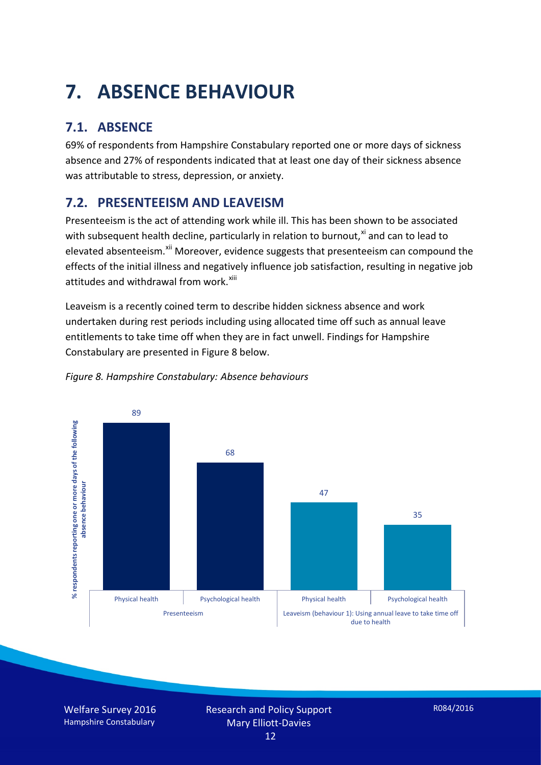# 7. ABSENCE BEHAVIOUR

## 7.1. ABSENCE

69% of respondents from Hampshire Constabulary reported one or more days of sickness absence and 27% of respondents indicated that at least one day of their sickness absence was attributable to stress, depression, or anxiety.

## 7.2. PRESENTEEISM AND LEAVEISM

Presenteeism is the act of attending work while ill. This has been shown to be associated with subsequent health decline, particularly in relation to burnout,[xi] and can to lead to elevated absenteeism.[xii] Moreover, evidence suggests that presenteeism can compound the effects of the initial illness and negatively influence job satisfaction, resulting in negative job attitudes and withdrawal from work.[xiii]

Leaveism is a recently coined term to describe hidden sickness absence and work undertaken during rest periods including using allocated time off such as annual leave entitlements to take time off when they are in fact unwell. Findings for Hampshire Constabulary are presented in Figure 8 below.

*Figure 8. Hampshire Constabulary: Absence behaviours*

| % respondents reporting one or more days of the following absence behaviour | Physical health | Psychological health |
|---|---|---|
| Presenteeism | 89 | 68 |
| Leaveism (behaviour 1): Using annual leave to take time off due to health | 47 | 35 |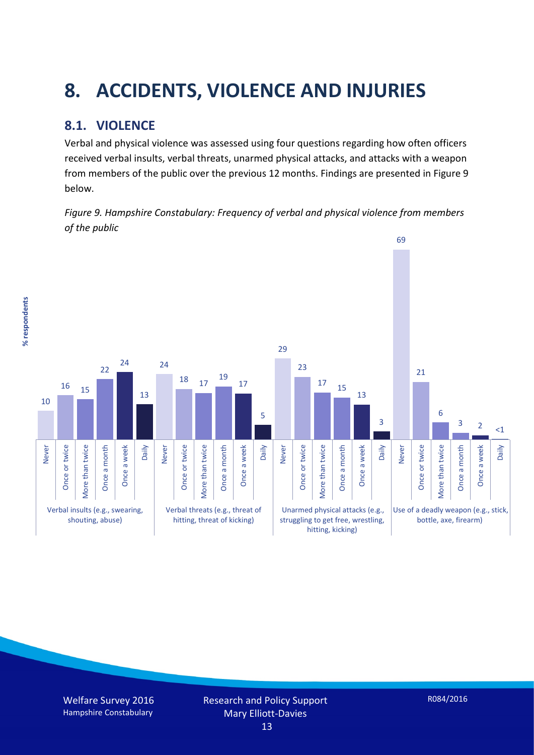# 8. ACCIDENTS, VIOLENCE AND INJURIES

## 8.1. VIOLENCE

Verbal and physical violence was assessed using four questions regarding how often officers received verbal insults, verbal threats, unarmed physical attacks, and attacks with a weapon from members of the public over the previous 12 months. Findings are presented in Figure 9 below.

*Figure 9. Hampshire Constabulary: Frequency of verbal and physical violence from members of the public*

| % respondents | Never | Once or twice | More than twice | Once a month | Once a week | Daily |
|---|---|---|---|---|---|---|
| Verbal insults (e.g., swearing, shouting, abuse) | 10 | 16 | 15 | 22 | 24 | 13 |
| Verbal threats (e.g., threat of hitting, threat of kicking) | 24 | 18 | 17 | 19 | 17 | 5 |
| Unarmed physical attacks (e.g., struggling to get free, wrestling, hitting, kicking) | 29 | 23 | 17 | 15 | 13 | 3 |
| Use of a deadly weapon (e.g., stick, bottle, axe, firearm) | 69 | 21 | 6 | 3 | 2 | <1 |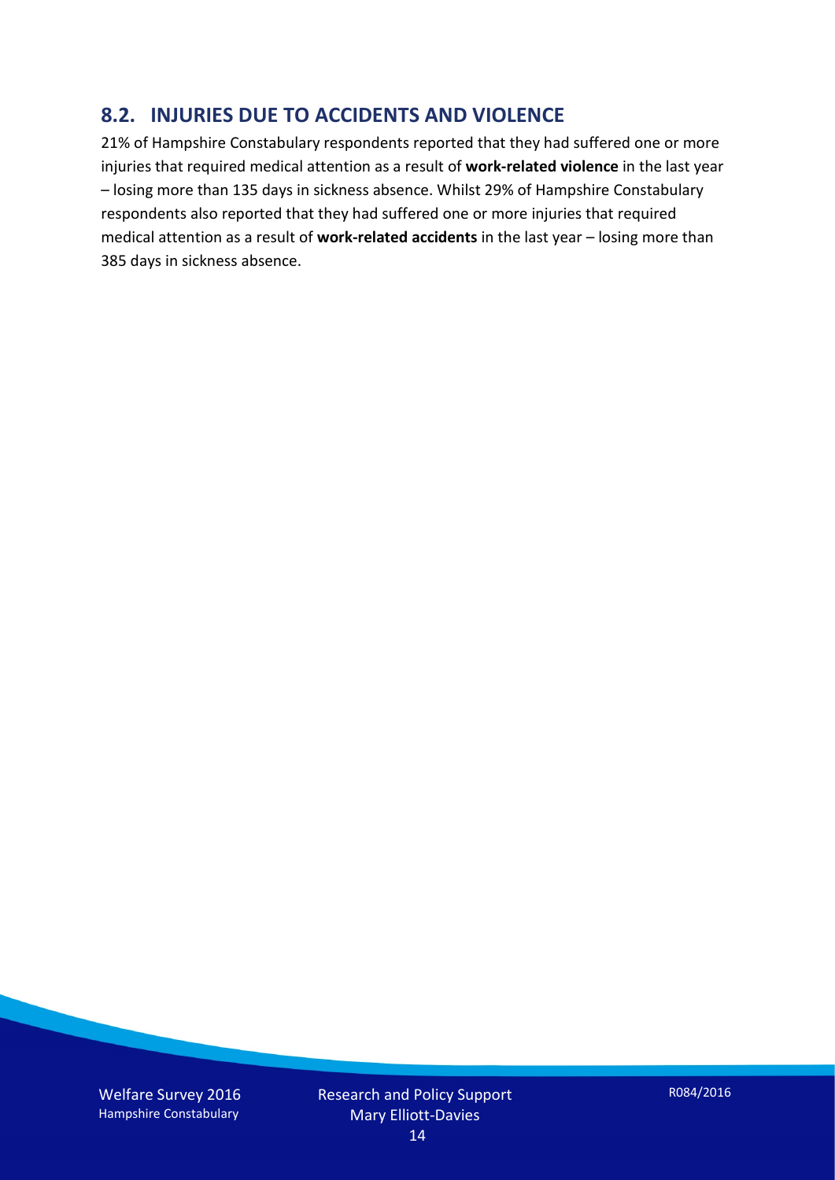## 8.2. INJURIES DUE TO ACCIDENTS AND VIOLENCE

21% of Hampshire Constabulary respondents reported that they had suffered one or more injuries that required medical attention as a result of **work-related violence** in the last year – losing more than 135 days in sickness absence. Whilst 29% of Hampshire Constabulary respondents also reported that they had suffered one or more injuries that required medical attention as a result of **work-related accidents** in the last year – losing more than 385 days in sickness absence.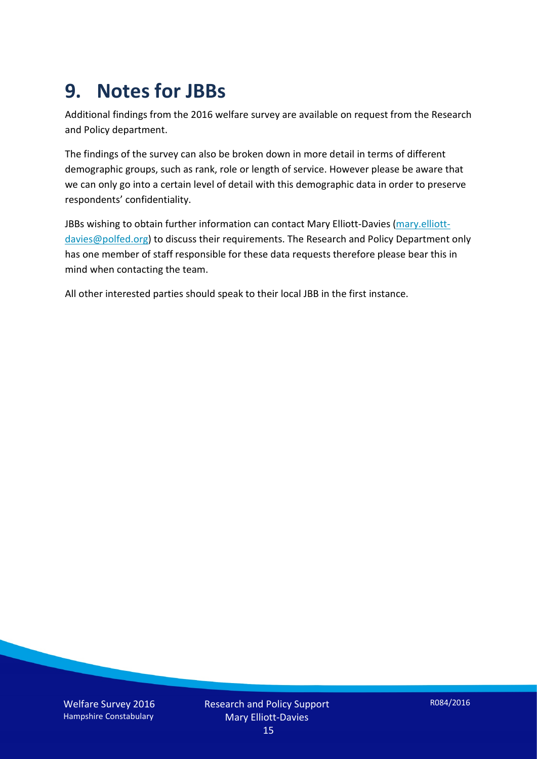# 9. Notes for JBBs

Additional findings from the 2016 welfare survey are available on request from the Research and Policy department.

The findings of the survey can also be broken down in more detail in terms of different demographic groups, such as rank, role or length of service. However please be aware that we can only go into a certain level of detail with this demographic data in order to preserve respondents' confidentiality.

JBBs wishing to obtain further information can contact Mary Elliott-Davies (mary.elliott-davies@polfed.org) to discuss their requirements. The Research and Policy Department only has one member of staff responsible for these data requests therefore please bear this in mind when contacting the team.

All other interested parties should speak to their local JBB in the first instance.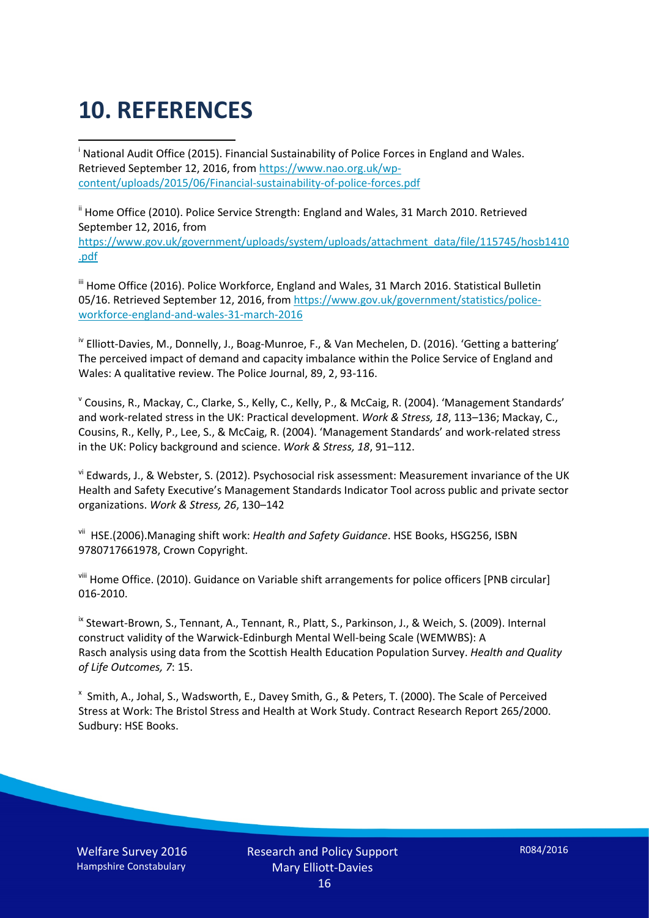# 10. REFERENCES

[i] National Audit Office (2015). Financial Sustainability of Police Forces in England and Wales. Retrieved September 12, 2016, from https://www.nao.org.uk/wp-content/uploads/2015/06/Financial-sustainability-of-police-forces.pdf

[ii] Home Office (2010). Police Service Strength: England and Wales, 31 March 2010. Retrieved September 12, 2016, from https://www.gov.uk/government/uploads/system/uploads/attachment_data/file/115745/hosb1410.pdf

[iii] Home Office (2016). Police Workforce, England and Wales, 31 March 2016. Statistical Bulletin 05/16. Retrieved September 12, 2016, from https://www.gov.uk/government/statistics/police-workforce-england-and-wales-31-march-2016

[iv] Elliott-Davies, M., Donnelly, J., Boag-Munroe, F., & Van Mechelen, D. (2016). 'Getting a battering' The perceived impact of demand and capacity imbalance within the Police Service of England and Wales: A qualitative review. The Police Journal, 89, 2, 93-116.

[v] Cousins, R., Mackay, C., Clarke, S., Kelly, C., Kelly, P., & McCaig, R. (2004). 'Management Standards' and work-related stress in the UK: Practical development. *Work & Stress, 18*, 113–136; Mackay, C., Cousins, R., Kelly, P., Lee, S., & McCaig, R. (2004). 'Management Standards' and work-related stress in the UK: Policy background and science. *Work & Stress, 18*, 91–112.

[vi] Edwards, J., & Webster, S. (2012). Psychosocial risk assessment: Measurement invariance of the UK Health and Safety Executive's Management Standards Indicator Tool across public and private sector organizations. *Work & Stress, 26*, 130–142

[vii] HSE.(2006).Managing shift work: *Health and Safety Guidance*. HSE Books, HSG256, ISBN 9780717661978, Crown Copyright.

[viii] Home Office. (2010). Guidance on Variable shift arrangements for police officers [PNB circular] 016-2010.

[ix] Stewart-Brown, S., Tennant, A., Tennant, R., Platt, S., Parkinson, J., & Weich, S. (2009). Internal construct validity of the Warwick-Edinburgh Mental Well-being Scale (WEMWBS): A Rasch analysis using data from the Scottish Health Education Population Survey. *Health and Quality of Life Outcomes, 7*: 15.

[x] Smith, A., Johal, S., Wadsworth, E., Davey Smith, G., & Peters, T. (2000). The Scale of Perceived Stress at Work: The Bristol Stress and Health at Work Study. Contract Research Report 265/2000. Sudbury: HSE Books.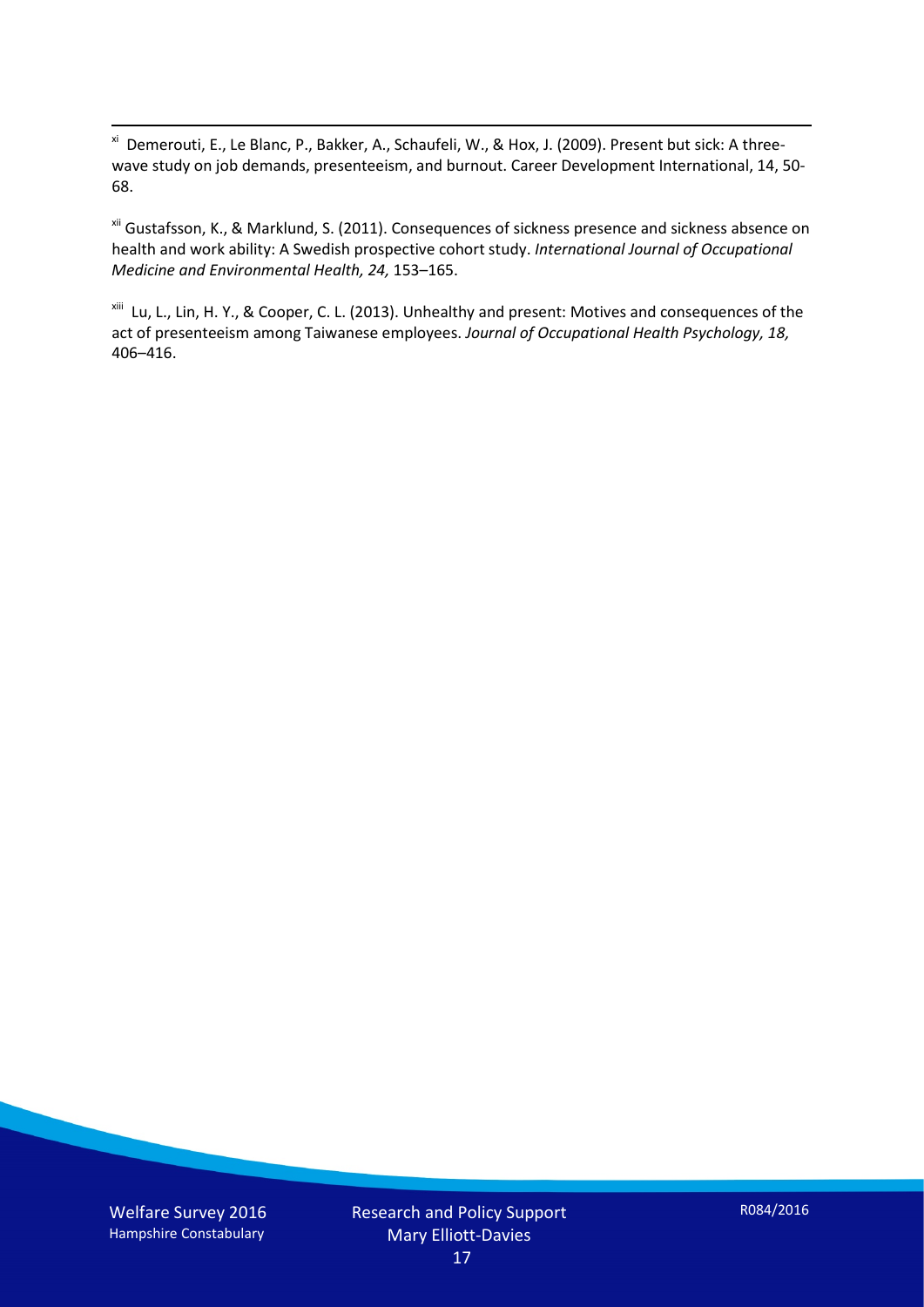[xi] Demerouti, E., Le Blanc, P., Bakker, A., Schaufeli, W., & Hox, J. (2009). Present but sick: A three-wave study on job demands, presenteeism, and burnout. Career Development International, 14, 50-68.

[xii] Gustafsson, K., & Marklund, S. (2011). Consequences of sickness presence and sickness absence on health and work ability: A Swedish prospective cohort study. *International Journal of Occupational Medicine and Environmental Health, 24,* 153–165.

[xiii] Lu, L., Lin, H. Y., & Cooper, C. L. (2013). Unhealthy and present: Motives and consequences of the act of presenteeism among Taiwanese employees. *Journal of Occupational Health Psychology, 18,* 406–416.